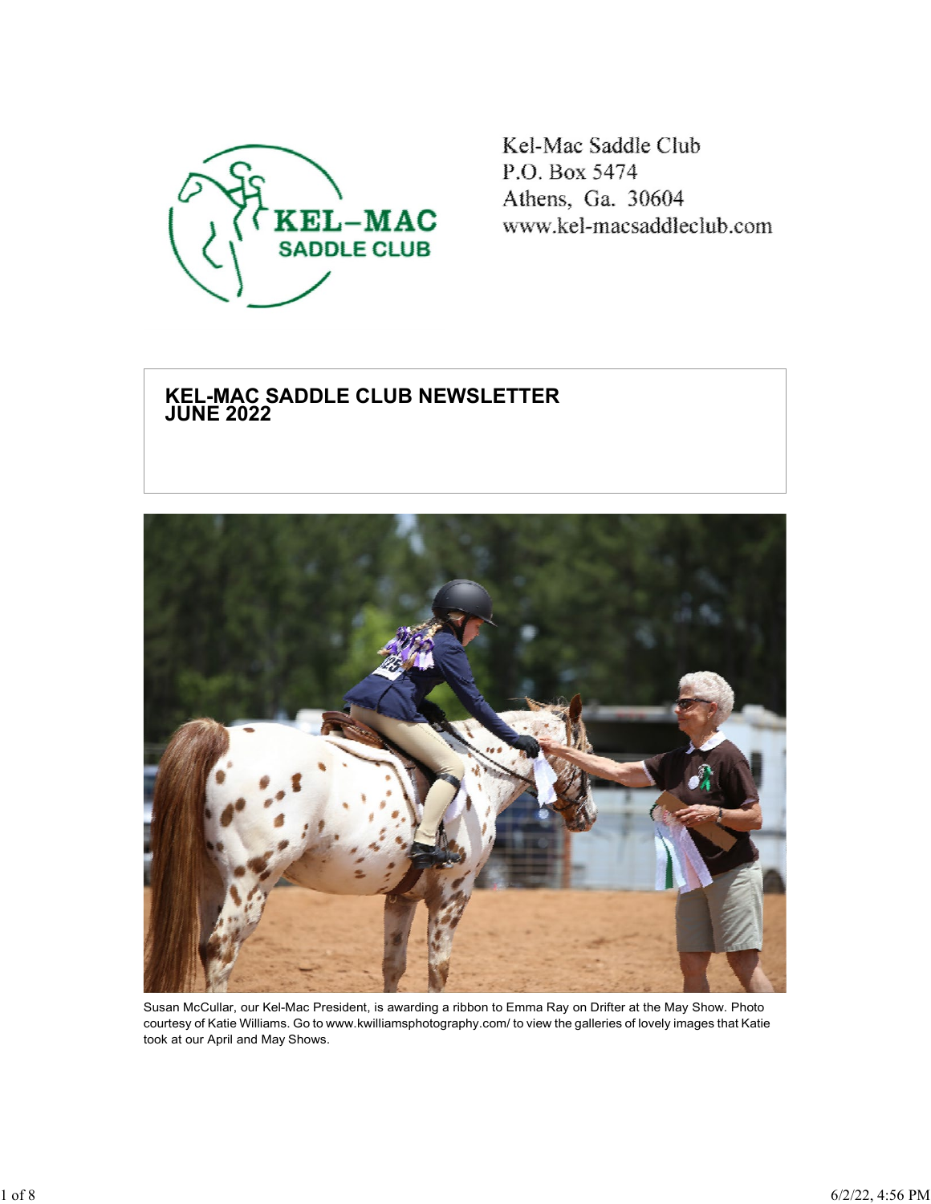Kel-Mac Saddle Club
P.O. Box 5474
Athens, Ga. 30604
www.kel-macsaddleclub.com

# KEL-MAC SADDLE CLUB NEWSLETTER
# JUNE 2022

Susan McCullar, our Kel-Mac President, is awarding a ribbon to Emma Ray on Drifter at the May Show. Photo courtesy of Katie Williams. Go to www.kwilliamsphotography.com/ to view the galleries of lovely images that Katie took at our April and May Shows.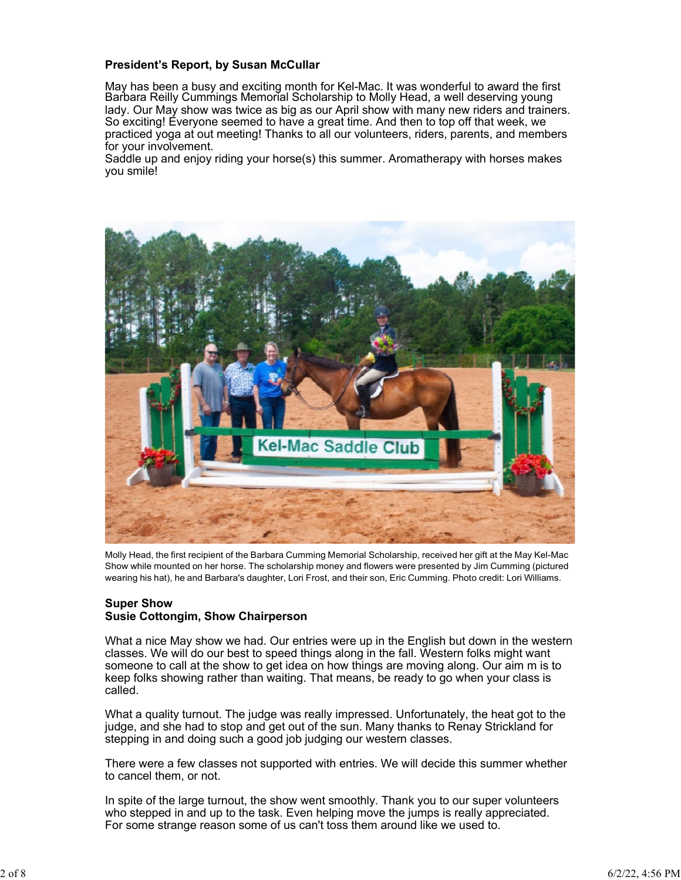**President's Report, by Susan McCullar**

May has been a busy and exciting month for Kel-Mac. It was wonderful to award the first Barbara Reilly Cummings Memorial Scholarship to Molly Head, a well deserving young lady. Our May show was twice as big as our April show with many new riders and trainers. So exciting! Everyone seemed to have a great time. And then to top off that week, we practiced yoga at out meeting! Thanks to all our volunteers, riders, parents, and members for your involvement.
Saddle up and enjoy riding your horse(s) this summer. Aromatherapy with horses makes you smile!

Molly Head, the first recipient of the Barbara Cumming Memorial Scholarship, received her gift at the May Kel-Mac Show while mounted on her horse. The scholarship money and flowers were presented by Jim Cumming (pictured wearing his hat), he and Barbara's daughter, Lori Frost, and their son, Eric Cumming. Photo credit: Lori Williams.

**Super Show**
**Susie Cottongim, Show Chairperson**

What a nice May show we had. Our entries were up in the English but down in the western classes. We will do our best to speed things along in the fall. Western folks might want someone to call at the show to get idea on how things are moving along. Our aim m is to keep folks showing rather than waiting. That means, be ready to go when your class is called.

What a quality turnout. The judge was really impressed. Unfortunately, the heat got to the judge, and she had to stop and get out of the sun. Many thanks to Renay Strickland for stepping in and doing such a good job judging our western classes.

There were a few classes not supported with entries. We will decide this summer whether to cancel them, or not.

In spite of the large turnout, the show went smoothly. Thank you to our super volunteers who stepped in and up to the task. Even helping move the jumps is really appreciated. For some strange reason some of us can't toss them around like we used to.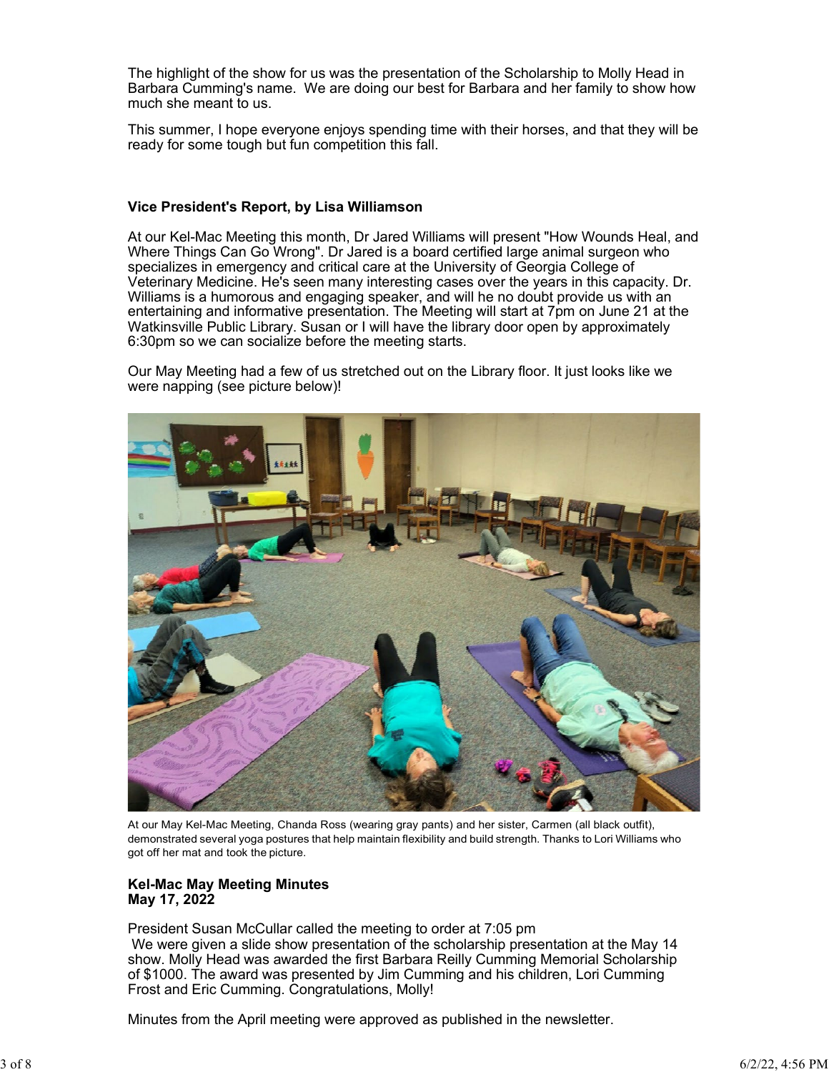The highlight of the show for us was the presentation of the Scholarship to Molly Head in Barbara Cumming's name. We are doing our best for Barbara and her family to show how much she meant to us.

This summer, I hope everyone enjoys spending time with their horses, and that they will be ready for some tough but fun competition this fall.

**Vice President's Report, by Lisa Williamson**

At our Kel-Mac Meeting this month, Dr Jared Williams will present "How Wounds Heal, and Where Things Can Go Wrong". Dr Jared is a board certified large animal surgeon who specializes in emergency and critical care at the University of Georgia College of Veterinary Medicine. He's seen many interesting cases over the years in this capacity. Dr. Williams is a humorous and engaging speaker, and will he no doubt provide us with an entertaining and informative presentation. The Meeting will start at 7pm on June 21 at the Watkinsville Public Library. Susan or I will have the library door open by approximately 6:30pm so we can socialize before the meeting starts.

Our May Meeting had a few of us stretched out on the Library floor. It just looks like we were napping (see picture below)!

At our May Kel-Mac Meeting, Chanda Ross (wearing gray pants) and her sister, Carmen (all black outfit), demonstrated several yoga postures that help maintain flexibility and build strength. Thanks to Lori Williams who got off her mat and took the picture.

**Kel-Mac May Meeting Minutes**
**May 17, 2022**

President Susan McCullar called the meeting to order at 7:05 pm
We were given a slide show presentation of the scholarship presentation at the May 14 show. Molly Head was awarded the first Barbara Reilly Cumming Memorial Scholarship of $1000. The award was presented by Jim Cumming and his children, Lori Cumming Frost and Eric Cumming. Congratulations, Molly!

Minutes from the April meeting were approved as published in the newsletter.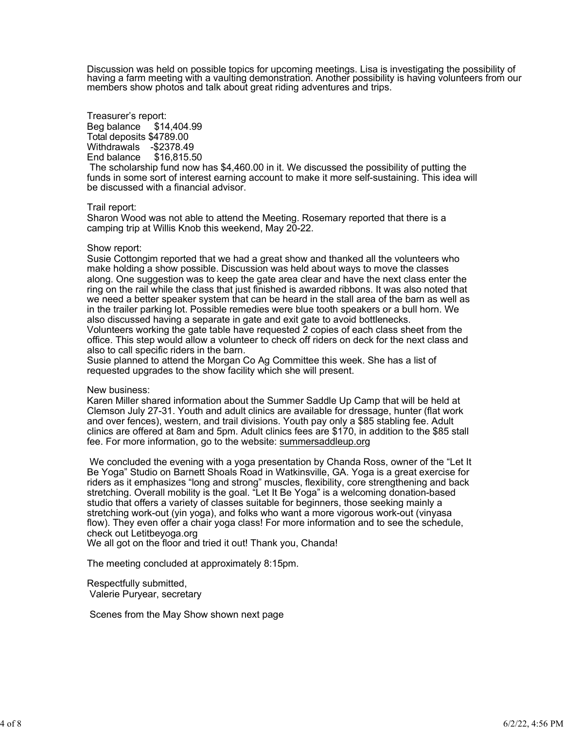Discussion was held on possible topics for upcoming meetings. Lisa is investigating the possibility of having a farm meeting with a vaulting demonstration. Another possibility is having volunteers from our members show photos and talk about great riding adventures and trips.

Treasurer's report:
Beg balance $14,404.99
Total deposits $4789.00
Withdrawals -$2378.49
End balance $16,815.50
The scholarship fund now has $4,460.00 in it. We discussed the possibility of putting the funds in some sort of interest earning account to make it more self-sustaining. This idea will be discussed with a financial advisor.

Trail report:
Sharon Wood was not able to attend the Meeting. Rosemary reported that there is a camping trip at Willis Knob this weekend, May 20-22.

Show report:
Susie Cottongim reported that we had a great show and thanked all the volunteers who make holding a show possible. Discussion was held about ways to move the classes along. One suggestion was to keep the gate area clear and have the next class enter the ring on the rail while the class that just finished is awarded ribbons. It was also noted that we need a better speaker system that can be heard in the stall area of the barn as well as in the trailer parking lot. Possible remedies were blue tooth speakers or a bull horn. We also discussed having a separate in gate and exit gate to avoid bottlenecks.
Volunteers working the gate table have requested 2 copies of each class sheet from the office. This step would allow a volunteer to check off riders on deck for the next class and also to call specific riders in the barn.
Susie planned to attend the Morgan Co Ag Committee this week. She has a list of requested upgrades to the show facility which she will present.

New business:
Karen Miller shared information about the Summer Saddle Up Camp that will be held at Clemson July 27-31. Youth and adult clinics are available for dressage, hunter (flat work and over fences), western, and trail divisions. Youth pay only a $85 stabling fee. Adult clinics are offered at 8am and 5pm. Adult clinics fees are $170, in addition to the $85 stall fee. For more information, go to the website: summersaddleup.org

We concluded the evening with a yoga presentation by Chanda Ross, owner of the "Let It Be Yoga" Studio on Barnett Shoals Road in Watkinsville, GA. Yoga is a great exercise for riders as it emphasizes "long and strong" muscles, flexibility, core strengthening and back stretching. Overall mobility is the goal. "Let It Be Yoga" is a welcoming donation-based studio that offers a variety of classes suitable for beginners, those seeking mainly a stretching work-out (yin yoga), and folks who want a more vigorous work-out (vinyasa flow). They even offer a chair yoga class! For more information and to see the schedule, check out Letitbeyoga.org
We all got on the floor and tried it out! Thank you, Chanda!

The meeting concluded at approximately 8:15pm.

Respectfully submitted,
Valerie Puryear, secretary

Scenes from the May Show shown next page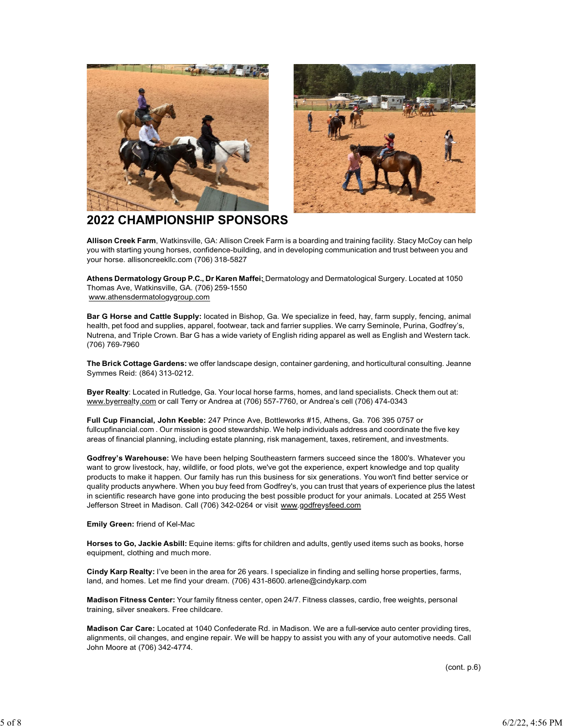## 2022 CHAMPIONSHIP SPONSORS

**Allison Creek Farm**, Watkinsville, GA: Allison Creek Farm is a boarding and training facility. Stacy McCoy can help you with starting young horses, confidence-building, and in developing communication and trust between you and your horse. allisoncreekllc.com (706) 318-5827

**Athens Dermatology Group P.C., Dr Karen Maffei:** Dermatology and Dermatological Surgery. Located at 1050 Thomas Ave, Watkinsville, GA. (706) 259-1550
www.athensdermatologygroup.com

**Bar G Horse and Cattle Supply:** located in Bishop, Ga. We specialize in feed, hay, farm supply, fencing, animal health, pet food and supplies, apparel, footwear, tack and farrier supplies. We carry Seminole, Purina, Godfrey's, Nutrena, and Triple Crown. Bar G has a wide variety of English riding apparel as well as English and Western tack. (706) 769-7960

**The Brick Cottage Gardens:** we offer landscape design, container gardening, and horticultural consulting. Jeanne Symmes Reid: (864) 313-0212.

**Byer Realty**: Located in Rutledge, Ga. Your local horse farms, homes, and land specialists. Check them out at: www.byerrealty.com or call Terry or Andrea at (706) 557-7760, or Andrea's cell (706) 474-0343

**Full Cup Financial, John Keeble:** 247 Prince Ave, Bottleworks #15, Athens, Ga. 706 395 0757 or fullcupfinancial.com . Our mission is good stewardship. We help individuals address and coordinate the five key areas of financial planning, including estate planning, risk management, taxes, retirement, and investments.

**Godfrey's Warehouse:** We have been helping Southeastern farmers succeed since the 1800's. Whatever you want to grow livestock, hay, wildlife, or food plots, we've got the experience, expert knowledge and top quality products to make it happen. Our family has run this business for six generations. You won't find better service or quality products anywhere. When you buy feed from Godfrey's, you can trust that years of experience plus the latest in scientific research have gone into producing the best possible product for your animals. Located at 255 West Jefferson Street in Madison. Call (706) 342-0264 or visit www.godfreysfeed.com

**Emily Green:** friend of Kel-Mac

**Horses to Go, Jackie Asbill:** Equine items: gifts for children and adults, gently used items such as books, horse equipment, clothing and much more.

**Cindy Karp Realty:** I've been in the area for 26 years. I specialize in finding and selling horse properties, farms, land, and homes. Let me find your dream. (706) 431-8600. arlene@cindykarp.com

**Madison Fitness Center:** Your family fitness center, open 24/7. Fitness classes, cardio, free weights, personal training, silver sneakers. Free childcare.

**Madison Car Care:** Located at 1040 Confederate Rd. in Madison. We are a full-service auto center providing tires, alignments, oil changes, and engine repair. We will be happy to assist you with any of your automotive needs. Call John Moore at (706) 342-4774.

(cont. p.6)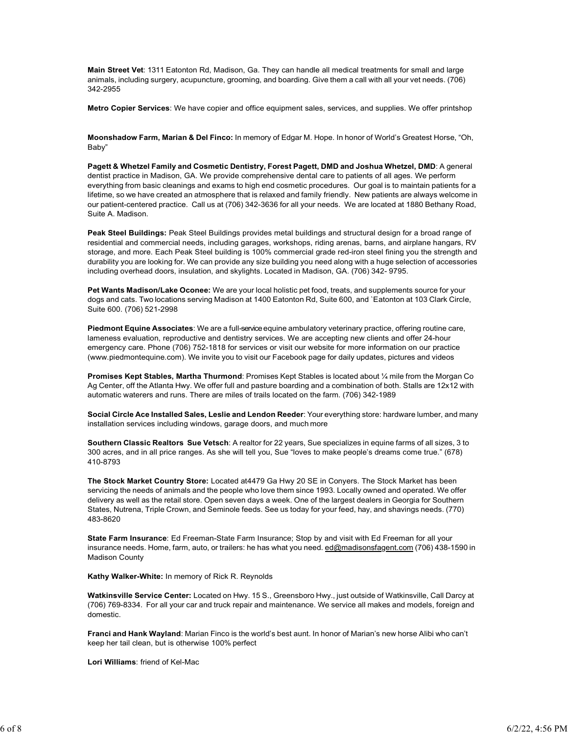**Main Street Vet**: 1311 Eatonton Rd, Madison, Ga. They can handle all medical treatments for small and large animals, including surgery, acupuncture, grooming, and boarding. Give them a call with all your vet needs. (706) 342-2955

**Metro Copier Services**: We have copier and office equipment sales, services, and supplies. We offer printshop

**Moonshadow Farm, Marian & Del Finco:** In memory of Edgar M. Hope. In honor of World's Greatest Horse, "Oh, Baby"

**Pagett & Whetzel Family and Cosmetic Dentistry, Forest Pagett, DMD and Joshua Whetzel, DMD**: A general dentist practice in Madison, GA. We provide comprehensive dental care to patients of all ages. We perform everything from basic cleanings and exams to high end cosmetic procedures. Our goal is to maintain patients for a lifetime, so we have created an atmosphere that is relaxed and family friendly. New patients are always welcome in our patient-centered practice. Call us at (706) 342-3636 for all your needs. We are located at 1880 Bethany Road, Suite A. Madison.

**Peak Steel Buildings:** Peak Steel Buildings provides metal buildings and structural design for a broad range of residential and commercial needs, including garages, workshops, riding arenas, barns, and airplane hangars, RV storage, and more. Each Peak Steel building is 100% commercial grade red-iron steel fining you the strength and durability you are looking for. We can provide any size building you need along with a huge selection of accessories including overhead doors, insulation, and skylights. Located in Madison, GA. (706) 342- 9795.

**Pet Wants Madison/Lake Oconee:** We are your local holistic pet food, treats, and supplements source for your dogs and cats. Two locations serving Madison at 1400 Eatonton Rd, Suite 600, and `Eatonton at 103 Clark Circle, Suite 600. (706) 521-2998

**Piedmont Equine Associates**: We are a full-service equine ambulatory veterinary practice, offering routine care, lameness evaluation, reproductive and dentistry services. We are accepting new clients and offer 24-hour emergency care. Phone (706) 752-1818 for services or visit our website for more information on our practice (www.piedmontequine.com). We invite you to visit our Facebook page for daily updates, pictures and videos

**Promises Kept Stables, Martha Thurmond**: Promises Kept Stables is located about ¼ mile from the Morgan Co Ag Center, off the Atlanta Hwy. We offer full and pasture boarding and a combination of both. Stalls are 12x12 with automatic waterers and runs. There are miles of trails located on the farm. (706) 342-1989

**Social Circle Ace Installed Sales, Leslie and Lendon Reeder**: Your everything store: hardware lumber, and many installation services including windows, garage doors, and much more

**Southern Classic Realtors Sue Vetsch**: A realtor for 22 years, Sue specializes in equine farms of all sizes, 3 to 300 acres, and in all price ranges. As she will tell you, Sue "loves to make people's dreams come true." (678) 410-8793

**The Stock Market Country Store:** Located at4479 Ga Hwy 20 SE in Conyers. The Stock Market has been servicing the needs of animals and the people who love them since 1993. Locally owned and operated. We offer delivery as well as the retail store. Open seven days a week. One of the largest dealers in Georgia for Southern States, Nutrena, Triple Crown, and Seminole feeds. See us today for your feed, hay, and shavings needs. (770) 483-8620

**State Farm Insurance**: Ed Freeman-State Farm Insurance; Stop by and visit with Ed Freeman for all your insurance needs. Home, farm, auto, or trailers: he has what you need. ed@madisonsfagent.com (706) 438-1590 in Madison County

**Kathy Walker-White:** In memory of Rick R. Reynolds

**Watkinsville Service Center:** Located on Hwy. 15 S., Greensboro Hwy., just outside of Watkinsville, Call Darcy at (706) 769-8334. For all your car and truck repair and maintenance. We service all makes and models, foreign and domestic.

**Franci and Hank Wayland**: Marian Finco is the world's best aunt. In honor of Marian's new horse Alibi who can't keep her tail clean, but is otherwise 100% perfect

**Lori Williams**: friend of Kel-Mac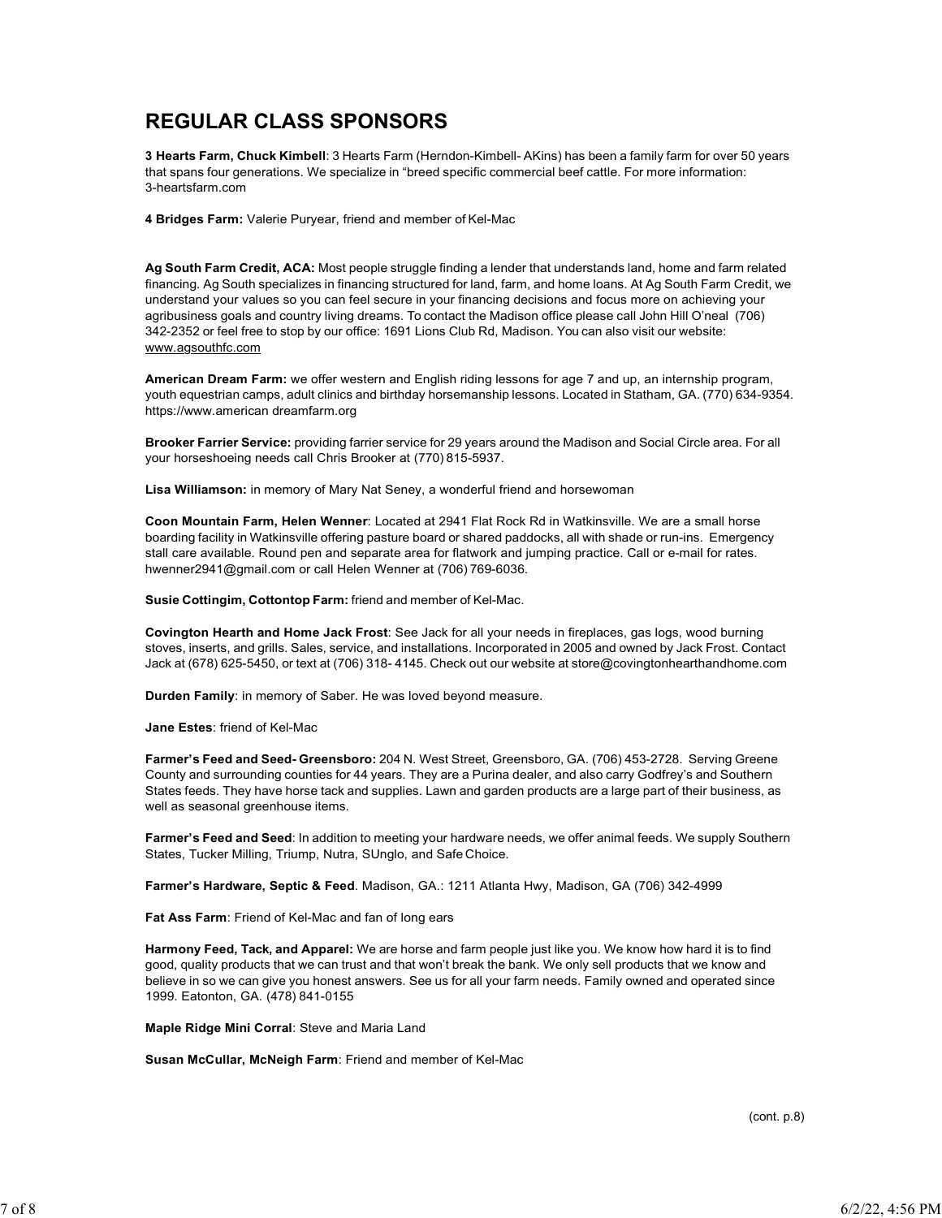## REGULAR CLASS SPONSORS

**3 Hearts Farm, Chuck Kimbell**: 3 Hearts Farm (Herndon-Kimbell- AKins) has been a family farm for over 50 years that spans four generations. We specialize in "breed specific commercial beef cattle. For more information: 3-heartsfarm.com

**4 Bridges Farm:** Valerie Puryear, friend and member of Kel-Mac

**Ag South Farm Credit, ACA:** Most people struggle finding a lender that understands land, home and farm related financing. Ag South specializes in financing structured for land, farm, and home loans. At Ag South Farm Credit, we understand your values so you can feel secure in your financing decisions and focus more on achieving your agribusiness goals and country living dreams. To contact the Madison office please call John Hill O'neal (706) 342-2352 or feel free to stop by our office: 1691 Lions Club Rd, Madison. You can also visit our website: www.agsouthfc.com

**American Dream Farm:** we offer western and English riding lessons for age 7 and up, an internship program, youth equestrian camps, adult clinics and birthday horsemanship lessons. Located in Statham, GA. (770) 634-9354. https://www.american dreamfarm.org

**Brooker Farrier Service:** providing farrier service for 29 years around the Madison and Social Circle area. For all your horseshoeing needs call Chris Brooker at (770) 815-5937.

**Lisa Williamson:** in memory of Mary Nat Seney, a wonderful friend and horsewoman

**Coon Mountain Farm, Helen Wenner**: Located at 2941 Flat Rock Rd in Watkinsville. We are a small horse boarding facility in Watkinsville offering pasture board or shared paddocks, all with shade or run-ins. Emergency stall care available. Round pen and separate area for flatwork and jumping practice. Call or e-mail for rates. hwenner2941@gmail.com or call Helen Wenner at (706) 769-6036.

**Susie Cottingim, Cottontop Farm:** friend and member of Kel-Mac.

**Covington Hearth and Home Jack Frost**: See Jack for all your needs in fireplaces, gas logs, wood burning stoves, inserts, and grills. Sales, service, and installations. Incorporated in 2005 and owned by Jack Frost. Contact Jack at (678) 625-5450, or text at (706) 318- 4145. Check out our website at store@covingtonhearthandhome.com

**Durden Family**: in memory of Saber. He was loved beyond measure.

**Jane Estes**: friend of Kel-Mac

**Farmer's Feed and Seed- Greensboro:** 204 N. West Street, Greensboro, GA. (706) 453-2728. Serving Greene County and surrounding counties for 44 years. They are a Purina dealer, and also carry Godfrey's and Southern States feeds. They have horse tack and supplies. Lawn and garden products are a large part of their business, as well as seasonal greenhouse items.

**Farmer's Feed and Seed**: In addition to meeting your hardware needs, we offer animal feeds. We supply Southern States, Tucker Milling, Triump, Nutra, SUnglo, and Safe Choice.

**Farmer's Hardware, Septic & Feed**. Madison, GA.: 1211 Atlanta Hwy, Madison, GA (706) 342-4999

**Fat Ass Farm**: Friend of Kel-Mac and fan of long ears

**Harmony Feed, Tack, and Apparel:** We are horse and farm people just like you. We know how hard it is to find good, quality products that we can trust and that won't break the bank. We only sell products that we know and believe in so we can give you honest answers. See us for all your farm needs. Family owned and operated since 1999. Eatonton, GA. (478) 841-0155

**Maple Ridge Mini Corral**: Steve and Maria Land

**Susan McCullar, McNeigh Farm**: Friend and member of Kel-Mac

(cont. p.8)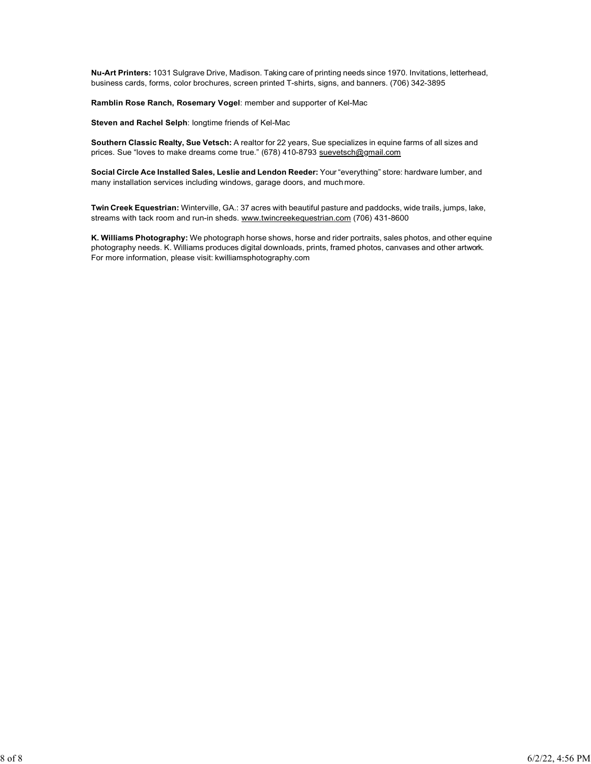**Nu-Art Printers:** 1031 Sulgrave Drive, Madison. Taking care of printing needs since 1970. Invitations, letterhead, business cards, forms, color brochures, screen printed T-shirts, signs, and banners. (706) 342-3895

**Ramblin Rose Ranch, Rosemary Vogel**: member and supporter of Kel-Mac

**Steven and Rachel Selph**: longtime friends of Kel-Mac

**Southern Classic Realty, Sue Vetsch:** A realtor for 22 years, Sue specializes in equine farms of all sizes and prices. Sue "loves to make dreams come true." (678) 410-8793 suevetsch@gmail.com

**Social Circle Ace Installed Sales, Leslie and Lendon Reeder:** Your "everything" store: hardware lumber, and many installation services including windows, garage doors, and much more.

**Twin Creek Equestrian:** Winterville, GA.: 37 acres with beautiful pasture and paddocks, wide trails, jumps, lake, streams with tack room and run-in sheds. www.twincreekequestrian.com (706) 431-8600

**K. Williams Photography:** We photograph horse shows, horse and rider portraits, sales photos, and other equine photography needs. K. Williams produces digital downloads, prints, framed photos, canvases and other artwork. For more information, please visit: kwilliamsphotography.com